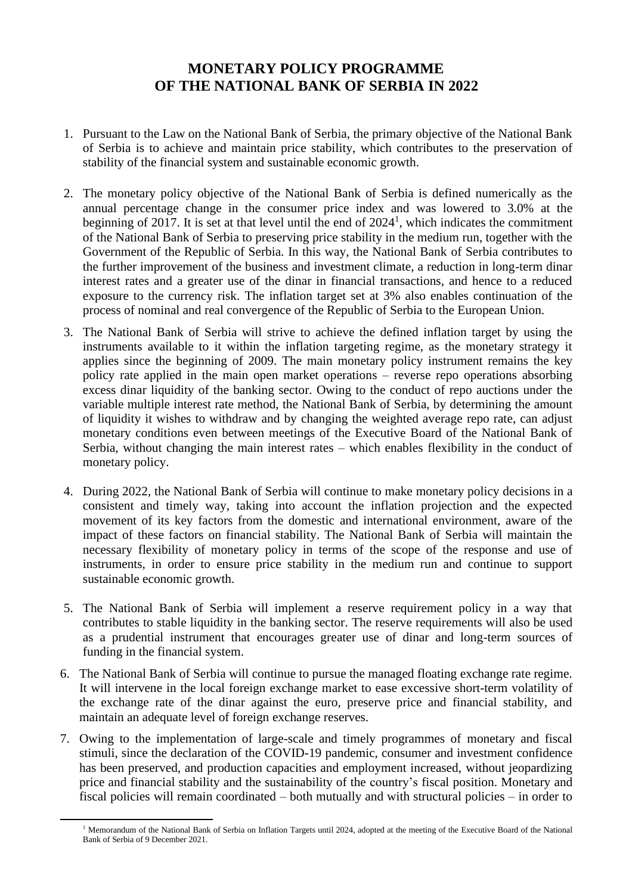# MONETARY POLICY PROGRAMME OF THE NATIONAL BANK OF SERBIA IN 2022

1. Pursuant to the Law on the National Bank of Serbia, the primary objective of the National Bank of Serbia is to achieve and maintain price stability, which contributes to the preservation of stability of the financial system and sustainable economic growth.

2. The monetary policy objective of the National Bank of Serbia is defined numerically as the annual percentage change in the consumer price index and was lowered to 3.0% at the beginning of 2017. It is set at that level until the end of 2024[1], which indicates the commitment of the National Bank of Serbia to preserving price stability in the medium run, together with the Government of the Republic of Serbia. In this way, the National Bank of Serbia contributes to the further improvement of the business and investment climate, a reduction in long-term dinar interest rates and a greater use of the dinar in financial transactions, and hence to a reduced exposure to the currency risk. The inflation target set at 3% also enables continuation of the process of nominal and real convergence of the Republic of Serbia to the European Union.

3. The National Bank of Serbia will strive to achieve the defined inflation target by using the instruments available to it within the inflation targeting regime, as the monetary strategy it applies since the beginning of 2009. The main monetary policy instrument remains the key policy rate applied in the main open market operations – reverse repo operations absorbing excess dinar liquidity of the banking sector. Owing to the conduct of repo auctions under the variable multiple interest rate method, the National Bank of Serbia, by determining the amount of liquidity it wishes to withdraw and by changing the weighted average repo rate, can adjust monetary conditions even between meetings of the Executive Board of the National Bank of Serbia, without changing the main interest rates – which enables flexibility in the conduct of monetary policy.

4. During 2022, the National Bank of Serbia will continue to make monetary policy decisions in a consistent and timely way, taking into account the inflation projection and the expected movement of its key factors from the domestic and international environment, aware of the impact of these factors on financial stability. The National Bank of Serbia will maintain the necessary flexibility of monetary policy in terms of the scope of the response and use of instruments, in order to ensure price stability in the medium run and continue to support sustainable economic growth.

5. The National Bank of Serbia will implement a reserve requirement policy in a way that contributes to stable liquidity in the banking sector. The reserve requirements will also be used as a prudential instrument that encourages greater use of dinar and long-term sources of funding in the financial system.

6. The National Bank of Serbia will continue to pursue the managed floating exchange rate regime. It will intervene in the local foreign exchange market to ease excessive short-term volatility of the exchange rate of the dinar against the euro, preserve price and financial stability, and maintain an adequate level of foreign exchange reserves.

7. Owing to the implementation of large-scale and timely programmes of monetary and fiscal stimuli, since the declaration of the COVID-19 pandemic, consumer and investment confidence has been preserved, and production capacities and employment increased, without jeopardizing price and financial stability and the sustainability of the country's fiscal position. Monetary and fiscal policies will remain coordinated – both mutually and with structural policies – in order to

[1] Memorandum of the National Bank of Serbia on Inflation Targets until 2024, adopted at the meeting of the Executive Board of the National Bank of Serbia of 9 December 2021.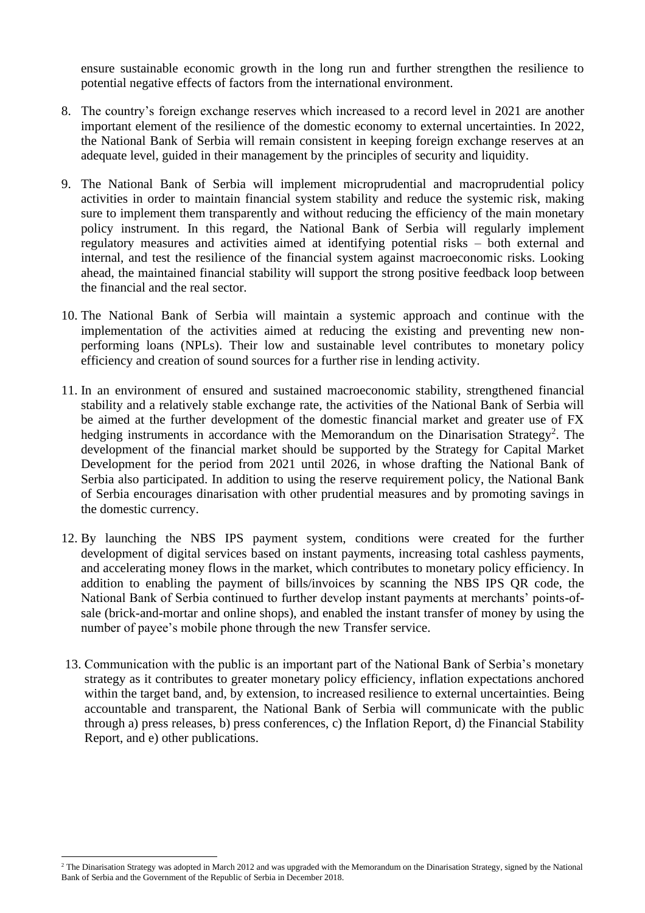ensure sustainable economic growth in the long run and further strengthen the resilience to potential negative effects of factors from the international environment.

8. The country's foreign exchange reserves which increased to a record level in 2021 are another important element of the resilience of the domestic economy to external uncertainties. In 2022, the National Bank of Serbia will remain consistent in keeping foreign exchange reserves at an adequate level, guided in their management by the principles of security and liquidity.

9. The National Bank of Serbia will implement microprudential and macroprudential policy activities in order to maintain financial system stability and reduce the systemic risk, making sure to implement them transparently and without reducing the efficiency of the main monetary policy instrument. In this regard, the National Bank of Serbia will regularly implement regulatory measures and activities aimed at identifying potential risks – both external and internal, and test the resilience of the financial system against macroeconomic risks. Looking ahead, the maintained financial stability will support the strong positive feedback loop between the financial and the real sector.

10. The National Bank of Serbia will maintain a systemic approach and continue with the implementation of the activities aimed at reducing the existing and preventing new non-performing loans (NPLs). Their low and sustainable level contributes to monetary policy efficiency and creation of sound sources for a further rise in lending activity.

11. In an environment of ensured and sustained macroeconomic stability, strengthened financial stability and a relatively stable exchange rate, the activities of the National Bank of Serbia will be aimed at the further development of the domestic financial market and greater use of FX hedging instruments in accordance with the Memorandum on the Dinarisation Strategy[2]. The development of the financial market should be supported by the Strategy for Capital Market Development for the period from 2021 until 2026, in whose drafting the National Bank of Serbia also participated. In addition to using the reserve requirement policy, the National Bank of Serbia encourages dinarisation with other prudential measures and by promoting savings in the domestic currency.

12. By launching the NBS IPS payment system, conditions were created for the further development of digital services based on instant payments, increasing total cashless payments, and accelerating money flows in the market, which contributes to monetary policy efficiency. In addition to enabling the payment of bills/invoices by scanning the NBS IPS QR code, the National Bank of Serbia continued to further develop instant payments at merchants' points-of-sale (brick-and-mortar and online shops), and enabled the instant transfer of money by using the number of payee's mobile phone through the new Transfer service.

13. Communication with the public is an important part of the National Bank of Serbia's monetary strategy as it contributes to greater monetary policy efficiency, inflation expectations anchored within the target band, and, by extension, to increased resilience to external uncertainties. Being accountable and transparent, the National Bank of Serbia will communicate with the public through a) press releases, b) press conferences, c) the Inflation Report, d) the Financial Stability Report, and e) other publications.

[2] The Dinarisation Strategy was adopted in March 2012 and was upgraded with the Memorandum on the Dinarisation Strategy, signed by the National Bank of Serbia and the Government of the Republic of Serbia in December 2018.